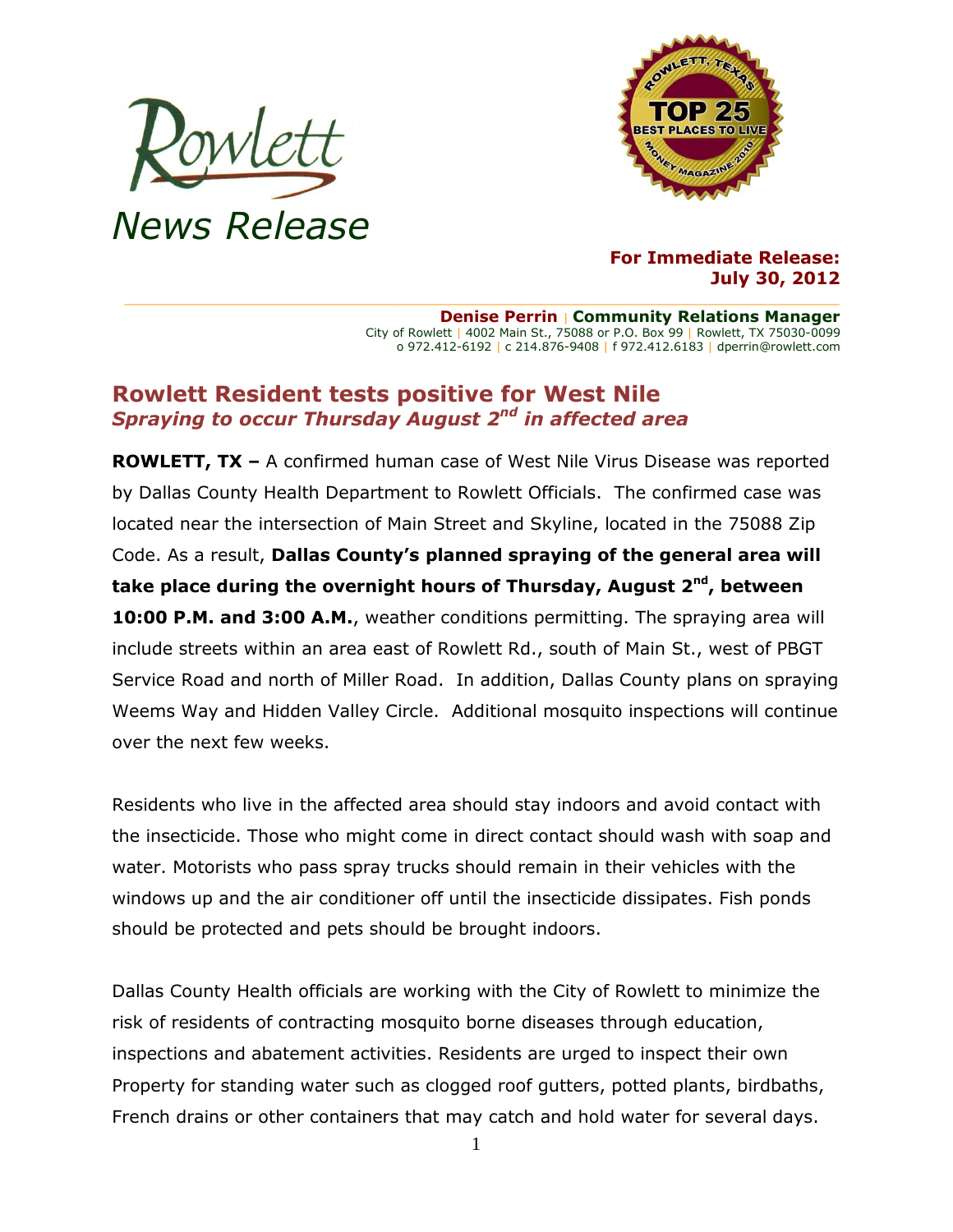Rowlett

News Release

ROWLETT, TEXAS TOP 25 BEST PLACES TO LIVE MONEY MAGAZINE 2010

**For Immediate Release:**
**July 30, 2012**

**Denise Perrin** | **Community Relations Manager**
City of Rowlett | 4002 Main St., 75088 or P.O. Box 99 | Rowlett, TX 75030-0099
o 972.412-6192 | c 214.876-9408 | f 972.412.6183 | dperrin@rowlett.com

## Rowlett Resident tests positive for West Nile

***Spraying to occur Thursday August 2nd in affected area***

**ROWLETT, TX –** A confirmed human case of West Nile Virus Disease was reported by Dallas County Health Department to Rowlett Officials. The confirmed case was located near the intersection of Main Street and Skyline, located in the 75088 Zip Code. As a result, **Dallas County's planned spraying of the general area will take place during the overnight hours of Thursday, August 2nd, between 10:00 P.M. and 3:00 A.M.**, weather conditions permitting. The spraying area will include streets within an area east of Rowlett Rd., south of Main St., west of PBGT Service Road and north of Miller Road. In addition, Dallas County plans on spraying Weems Way and Hidden Valley Circle. Additional mosquito inspections will continue over the next few weeks.

Residents who live in the affected area should stay indoors and avoid contact with the insecticide. Those who might come in direct contact should wash with soap and water. Motorists who pass spray trucks should remain in their vehicles with the windows up and the air conditioner off until the insecticide dissipates. Fish ponds should be protected and pets should be brought indoors.

Dallas County Health officials are working with the City of Rowlett to minimize the risk of residents of contracting mosquito borne diseases through education, inspections and abatement activities. Residents are urged to inspect their own Property for standing water such as clogged roof gutters, potted plants, birdbaths, French drains or other containers that may catch and hold water for several days.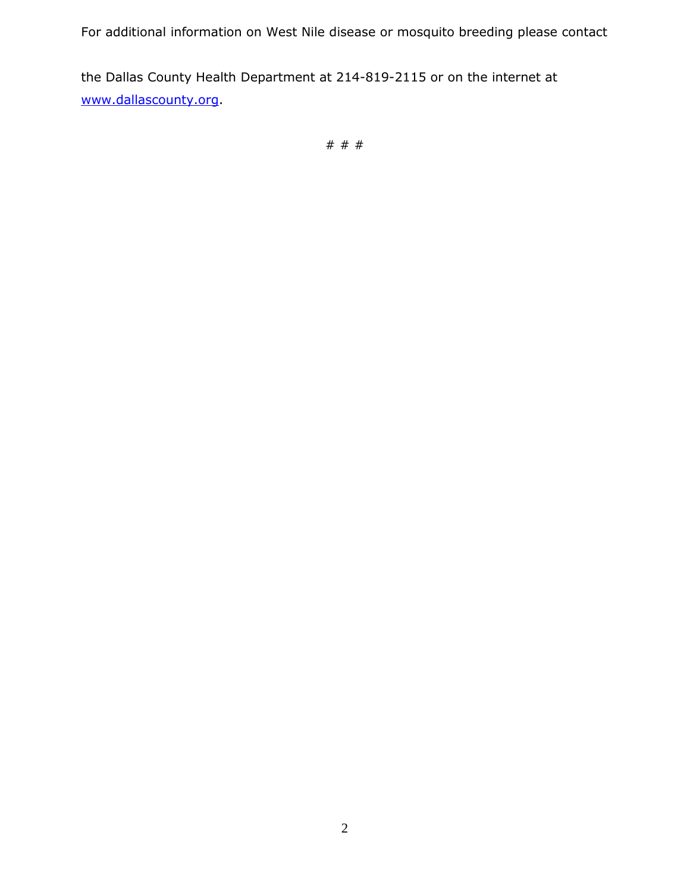For additional information on West Nile disease or mosquito breeding please contact

the Dallas County Health Department at 214-819-2115 or on the internet at [www.dallascounty.org](http://www.dallascounty.org).

# # #